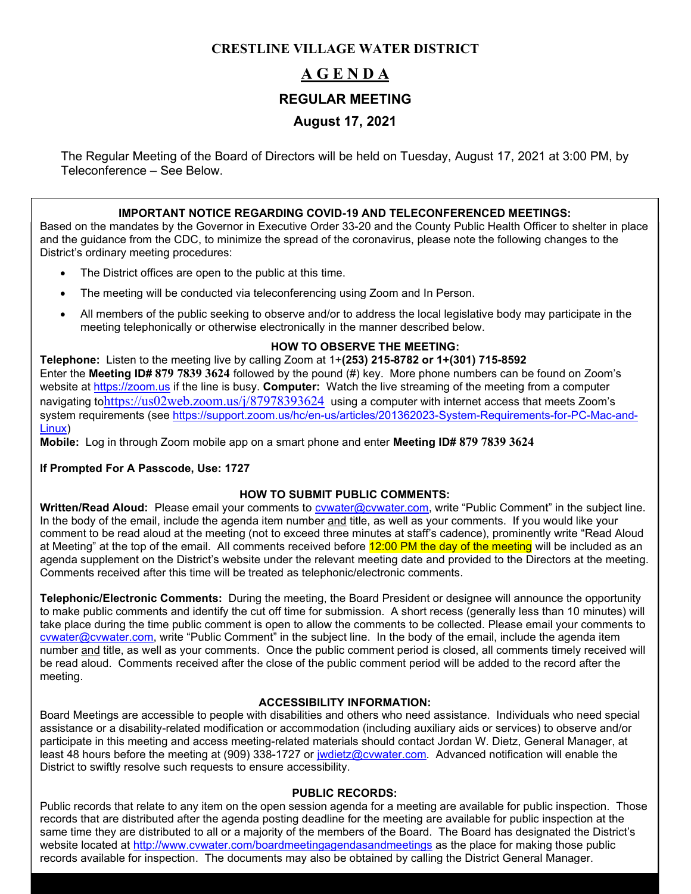# CRESTLINE VILLAGE WATER DISTRICT

## A G E N D A

## REGULAR MEETING

## August 17, 2021

The Regular Meeting of the Board of Directors will be held on Tuesday, August 17, 2021 at 3:00 PM, by Teleconference – See Below.

### IMPORTANT NOTICE REGARDING COVID-19 AND TELECONFERENCED MEETINGS:

Based on the mandates by the Governor in Executive Order 33-20 and the County Public Health Officer to shelter in place and the guidance from the CDC, to minimize the spread of the coronavirus, please note the following changes to the District's ordinary meeting procedures:

- The District offices are open to the public at this time.
- The meeting will be conducted via teleconferencing using Zoom and In Person.
- All members of the public seeking to observe and/or to address the local legislative body may participate in the meeting telephonically or otherwise electronically in the manner described below.

### HOW TO OBSERVE THE MEETING:

**Telephone:** Listen to the meeting live by calling Zoom at 1+**(253) 215-8782 or 1+(301) 715-8592**
Enter the **Meeting ID# 879 7839 3624** followed by the pound (#) key. More phone numbers can be found on Zoom's website at https://zoom.us if the line is busy. **Computer:** Watch the live streaming of the meeting from a computer navigating to https://us02web.zoom.us/j/87978393624 using a computer with internet access that meets Zoom's system requirements (see https://support.zoom.us/hc/en-us/articles/201362023-System-Requirements-for-PC-Mac-and-Linux)
**Mobile:** Log in through Zoom mobile app on a smart phone and enter **Meeting ID# 879 7839 3624**

**If Prompted For A Passcode, Use: 1727**

### HOW TO SUBMIT PUBLIC COMMENTS:

**Written/Read Aloud:** Please email your comments to cvwater@cvwater.com, write "Public Comment" in the subject line. In the body of the email, include the agenda item number and title, as well as your comments. If you would like your comment to be read aloud at the meeting (not to exceed three minutes at staff's cadence), prominently write "Read Aloud at Meeting" at the top of the email. All comments received before 12:00 PM the day of the meeting will be included as an agenda supplement on the District's website under the relevant meeting date and provided to the Directors at the meeting. Comments received after this time will be treated as telephonic/electronic comments.

**Telephonic/Electronic Comments:** During the meeting, the Board President or designee will announce the opportunity to make public comments and identify the cut off time for submission. A short recess (generally less than 10 minutes) will take place during the time public comment is open to allow the comments to be collected. Please email your comments to cvwater@cvwater.com, write "Public Comment" in the subject line. In the body of the email, include the agenda item number and title, as well as your comments. Once the public comment period is closed, all comments timely received will be read aloud. Comments received after the close of the public comment period will be added to the record after the meeting.

### ACCESSIBILITY INFORMATION:

Board Meetings are accessible to people with disabilities and others who need assistance. Individuals who need special assistance or a disability-related modification or accommodation (including auxiliary aids or services) to observe and/or participate in this meeting and access meeting-related materials should contact Jordan W. Dietz, General Manager, at least 48 hours before the meeting at (909) 338-1727 or jwdietz@cvwater.com. Advanced notification will enable the District to swiftly resolve such requests to ensure accessibility.

### PUBLIC RECORDS:

Public records that relate to any item on the open session agenda for a meeting are available for public inspection. Those records that are distributed after the agenda posting deadline for the meeting are available for public inspection at the same time they are distributed to all or a majority of the members of the Board. The Board has designated the District's website located at http://www.cvwater.com/boardmeetingagendasandmeetings as the place for making those public records available for inspection. The documents may also be obtained by calling the District General Manager.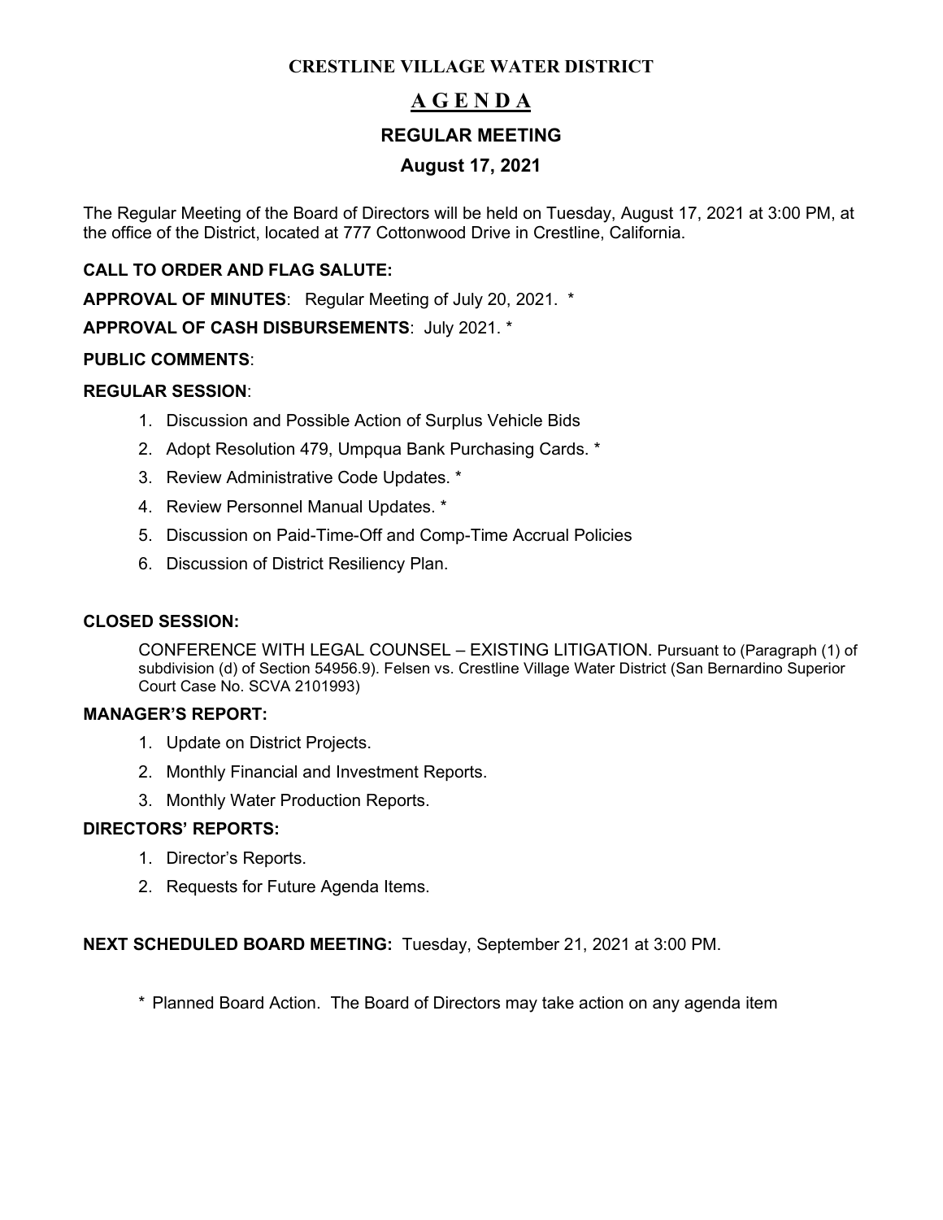**CRESTLINE VILLAGE WATER DISTRICT**

# A G E N D A

## REGULAR MEETING

## August 17, 2021

The Regular Meeting of the Board of Directors will be held on Tuesday, August 17, 2021 at 3:00 PM, at the office of the District, located at 777 Cottonwood Drive in Crestline, California.

**CALL TO ORDER AND FLAG SALUTE:**

**APPROVAL OF MINUTES**: Regular Meeting of July 20, 2021. *

**APPROVAL OF CASH DISBURSEMENTS**: July 2021. *

**PUBLIC COMMENTS**:

**REGULAR SESSION**:

1. Discussion and Possible Action of Surplus Vehicle Bids
2. Adopt Resolution 479, Umpqua Bank Purchasing Cards. *
3. Review Administrative Code Updates. *
4. Review Personnel Manual Updates. *
5. Discussion on Paid-Time-Off and Comp-Time Accrual Policies
6. Discussion of District Resiliency Plan.

**CLOSED SESSION:**

CONFERENCE WITH LEGAL COUNSEL – EXISTING LITIGATION. Pursuant to (Paragraph (1) of subdivision (d) of Section 54956.9). Felsen vs. Crestline Village Water District (San Bernardino Superior Court Case No. SCVA 2101993)

**MANAGER'S REPORT:**

1. Update on District Projects.
2. Monthly Financial and Investment Reports.
3. Monthly Water Production Reports.

**DIRECTORS' REPORTS:**

1. Director's Reports.
2. Requests for Future Agenda Items.

**NEXT SCHEDULED BOARD MEETING:** Tuesday, September 21, 2021 at 3:00 PM.

\* Planned Board Action. The Board of Directors may take action on any agenda item